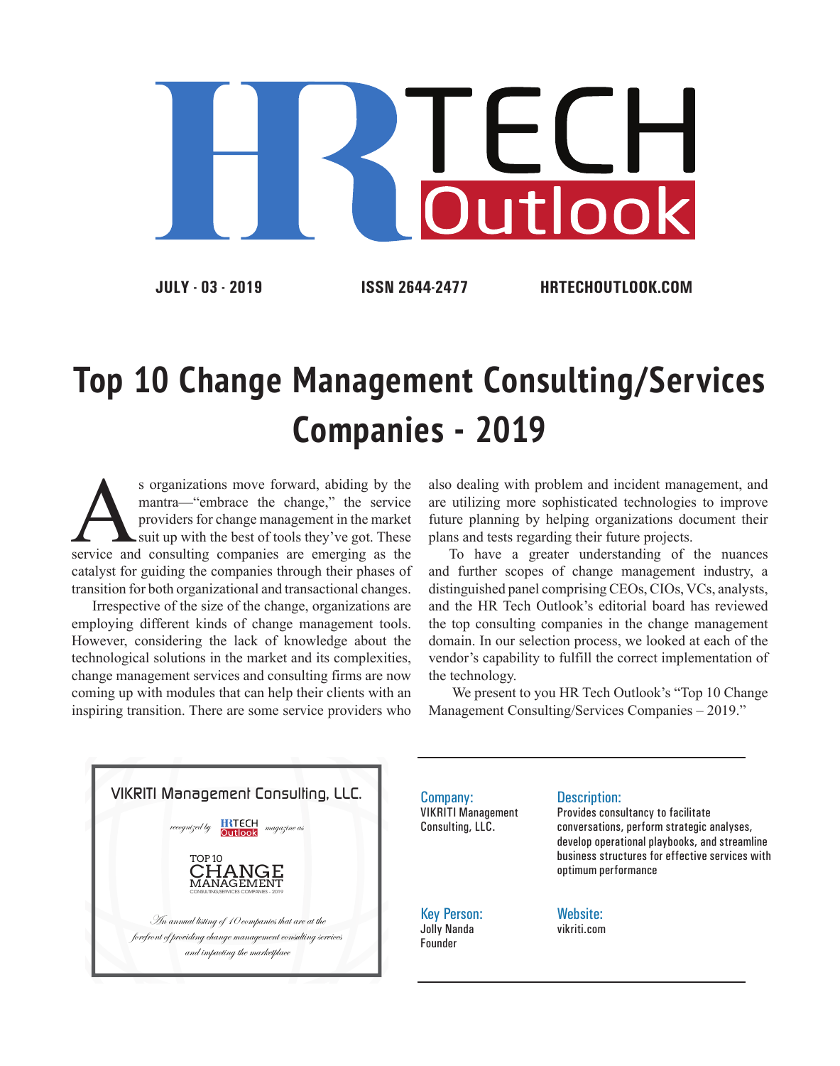# HR TECH Outlook

**JULY - 03 - 2019** **ISSN 2644-2477** **HRTECHOUTLOOK.COM**

# Top 10 Change Management Consulting/Services Companies - 2019

As organizations move forward, abiding by the mantra—"embrace the change," the service providers for change management in the market suit up with the best of tools they've got. These service and consulting companies are emerging as the catalyst for guiding the companies through their phases of transition for both organizational and transactional changes.

Irrespective of the size of the change, organizations are employing different kinds of change management tools. However, considering the lack of knowledge about the technological solutions in the market and its complexities, change management services and consulting firms are now coming up with modules that can help their clients with an inspiring transition. There are some service providers who also dealing with problem and incident management, and are utilizing more sophisticated technologies to improve future planning by helping organizations document their plans and tests regarding their future projects.

To have a greater understanding of the nuances and further scopes of change management industry, a distinguished panel comprising CEOs, CIOs, VCs, analysts, and the HR Tech Outlook's editorial board has reviewed the top consulting companies in the change management domain. In our selection process, we looked at each of the vendor's capability to fulfill the correct implementation of the technology.

We present to you HR Tech Outlook's "Top 10 Change Management Consulting/Services Companies – 2019."

VIKRITI Management Consulting, LLC.

*recognized by* HR TECH Outlook *magazine as*

TOP 10 CHANGE MANAGEMENT CONSULTING/SERVICES COMPANIES - 2019

*An annual listing of 10 companies that are at the forefront of providing change management consulting services and impacting the marketplace*

**Company:**
VIKRITI Management Consulting, LLC.

**Description:**
Provides consultancy to facilitate conversations, perform strategic analyses, develop operational playbooks, and streamline business structures for effective services with optimum performance

**Key Person:**
Jolly Nanda
Founder

**Website:**
vikriti.com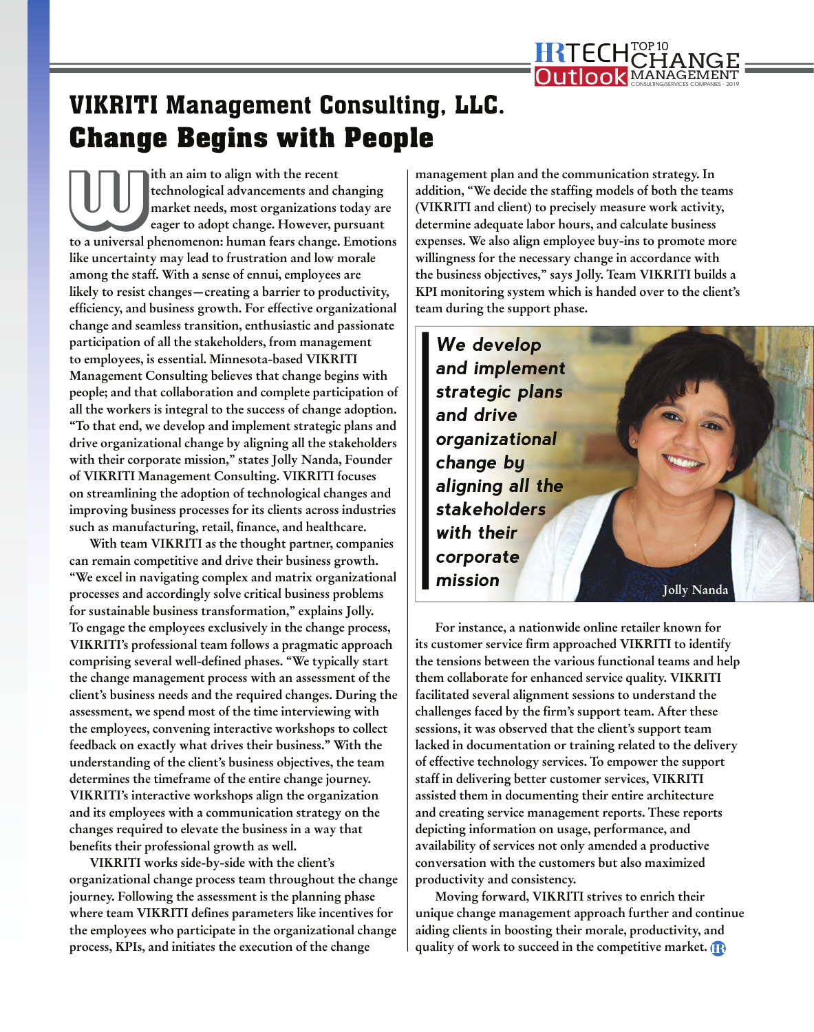# VIKRITI Management Consulting, LLC.

## Change Begins with People

With an aim to align with the recent technological advancements and changing market needs, most organizations today are eager to adopt change. However, pursuant to a universal phenomenon: human fears change. Emotions like uncertainty may lead to frustration and low morale among the staff. With a sense of ennui, employees are likely to resist changes—creating a barrier to productivity, efficiency, and business growth. For effective organizational change and seamless transition, enthusiastic and passionate participation of all the stakeholders, from management to employees, is essential. Minnesota-based VIKRITI Management Consulting believes that change begins with people; and that collaboration and complete participation of all the workers is integral to the success of change adoption. "To that end, we develop and implement strategic plans and drive organizational change by aligning all the stakeholders with their corporate mission," states Jolly Nanda, Founder of VIKRITI Management Consulting. VIKRITI focuses on streamlining the adoption of technological changes and improving business processes for its clients across industries such as manufacturing, retail, finance, and healthcare.

With team VIKRITI as the thought partner, companies can remain competitive and drive their business growth. "We excel in navigating complex and matrix organizational processes and accordingly solve critical business problems for sustainable business transformation," explains Jolly. To engage the employees exclusively in the change process, VIKRITI's professional team follows a pragmatic approach comprising several well-defined phases. "We typically start the change management process with an assessment of the client's business needs and the required changes. During the assessment, we spend most of the time interviewing with the employees, convening interactive workshops to collect feedback on exactly what drives their business." With the understanding of the client's business objectives, the team determines the timeframe of the entire change journey. VIKRITI's interactive workshops align the organization and its employees with a communication strategy on the changes required to elevate the business in a way that benefits their professional growth as well.

VIKRITI works side-by-side with the client's organizational change process team throughout the change journey. Following the assessment is the planning phase where team VIKRITI defines parameters like incentives for the employees who participate in the organizational change process, KPIs, and initiates the execution of the change management plan and the communication strategy. In addition, "We decide the staffing models of both the teams (VIKRITI and client) to precisely measure work activity, determine adequate labor hours, and calculate business expenses. We also align employee buy-ins to promote more willingness for the necessary change in accordance with the business objectives," says Jolly. Team VIKRITI builds a KPI monitoring system which is handed over to the client's team during the support phase.

> *We develop and implement strategic plans and drive organizational change by aligning all the stakeholders with their corporate mission*

Jolly Nanda

For instance, a nationwide online retailer known for its customer service firm approached VIKRITI to identify the tensions between the various functional teams and help them collaborate for enhanced service quality. VIKRITI facilitated several alignment sessions to understand the challenges faced by the firm's support team. After these sessions, it was observed that the client's support team lacked in documentation or training related to the delivery of effective technology services. To empower the support staff in delivering better customer services, VIKRITI assisted them in documenting their entire architecture and creating service management reports. These reports depicting information on usage, performance, and availability of services not only amended a productive conversation with the customers but also maximized productivity and consistency.

Moving forward, VIKRITI strives to enrich their unique change management approach further and continue aiding clients in boosting their morale, productivity, and quality of work to succeed in the competitive market.